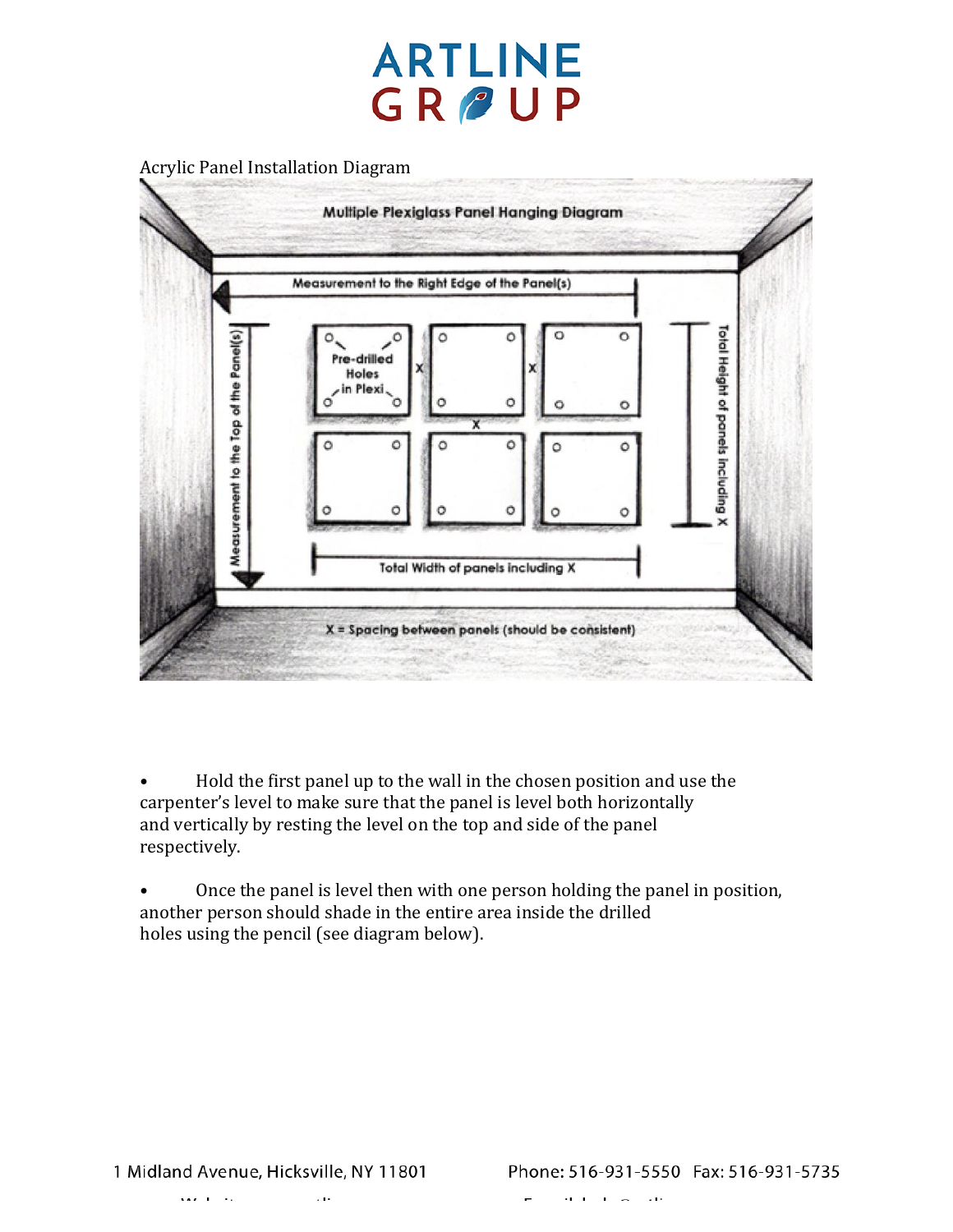Acrylic Panel Installation Diagram

Multiple Plexiglass Panel Hanging Diagram

Measurement to the Right Edge of the Panel(s)

Measurement to the Top of the Panel(s)

Pre-drilled Holes in Plexi

Total Height of panels including X

Total Width of panels including X

X = Spacing between panels (should be consistent)

- Hold the first panel up to the wall in the chosen position and use the carpenter's level to make sure that the panel is level both horizontally and vertically by resting the level on the top and side of the panel respectively.

- Once the panel is level then with one person holding the panel in position, another person should shade in the entire area inside the drilled holes using the pencil (see diagram below).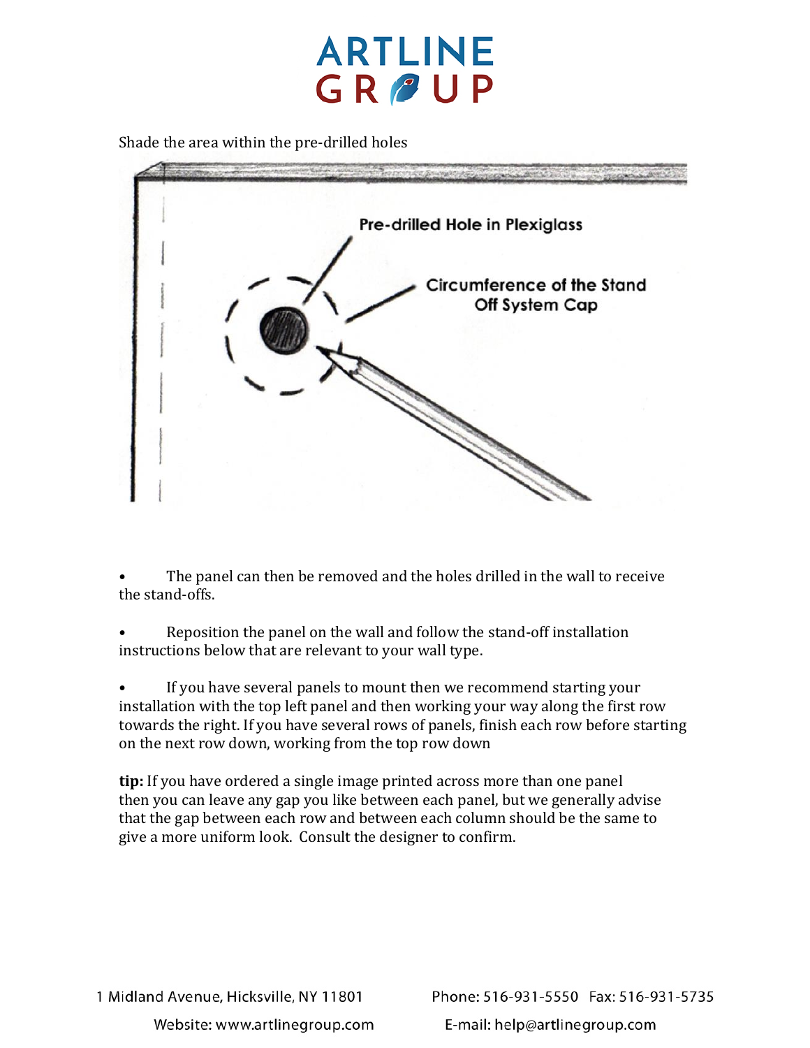Shade the area within the pre-drilled holes

Pre-drilled Hole in Plexiglass

Circumference of the Stand Off System Cap

- The panel can then be removed and the holes drilled in the wall to receive the stand-offs.

- Reposition the panel on the wall and follow the stand-off installation instructions below that are relevant to your wall type.

- If you have several panels to mount then we recommend starting your installation with the top left panel and then working your way along the first row towards the right. If you have several rows of panels, finish each row before starting on the next row down, working from the top row down

**tip:** If you have ordered a single image printed across more than one panel then you can leave any gap you like between each panel, but we generally advise that the gap between each row and between each column should be the same to give a more uniform look. Consult the designer to confirm.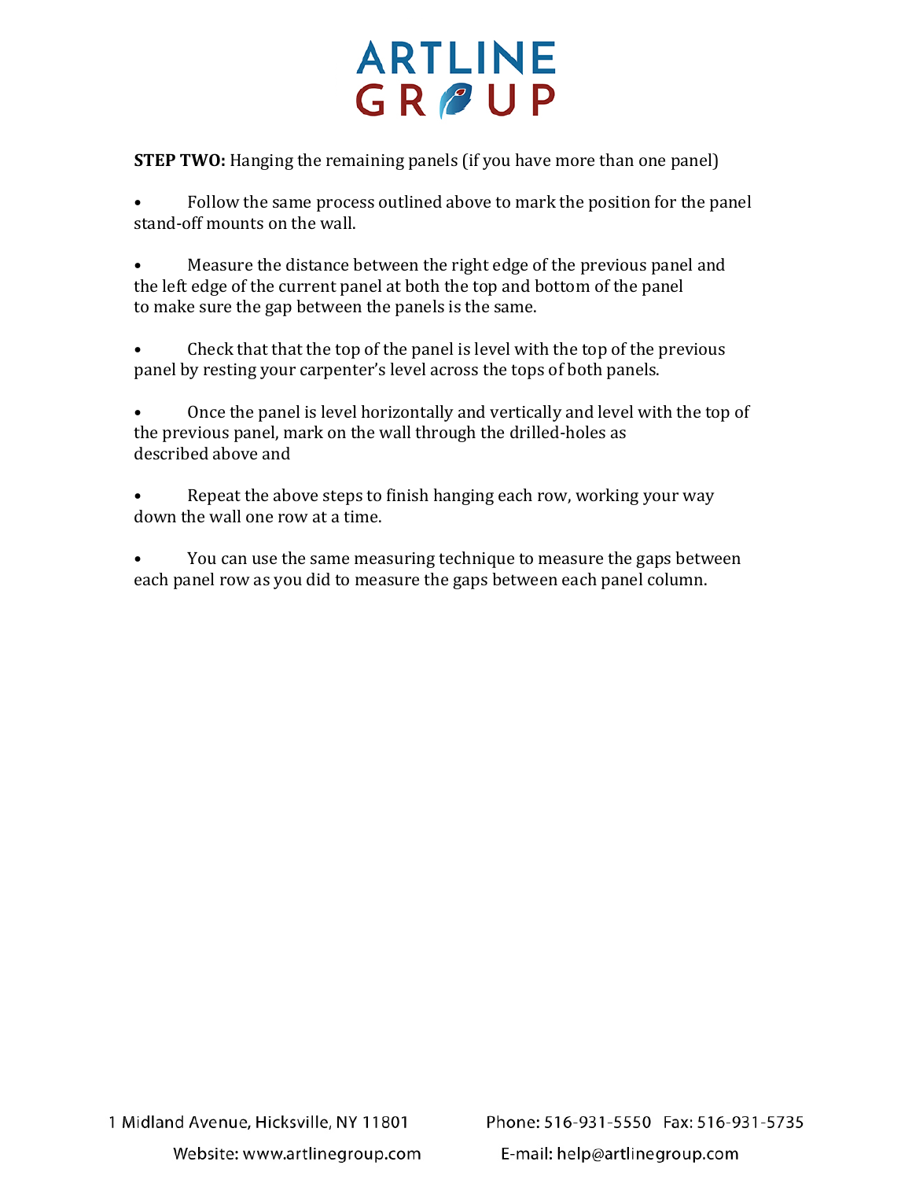**STEP TWO:** Hanging the remaining panels (if you have more than one panel)

- Follow the same process outlined above to mark the position for the panel stand-off mounts on the wall.

- Measure the distance between the right edge of the previous panel and the left edge of the current panel at both the top and bottom of the panel to make sure the gap between the panels is the same.

- Check that that the top of the panel is level with the top of the previous panel by resting your carpenter's level across the tops of both panels.

- Once the panel is level horizontally and vertically and level with the top of the previous panel, mark on the wall through the drilled-holes as described above and

- Repeat the above steps to finish hanging each row, working your way down the wall one row at a time.

- You can use the same measuring technique to measure the gaps between each panel row as you did to measure the gaps between each panel column.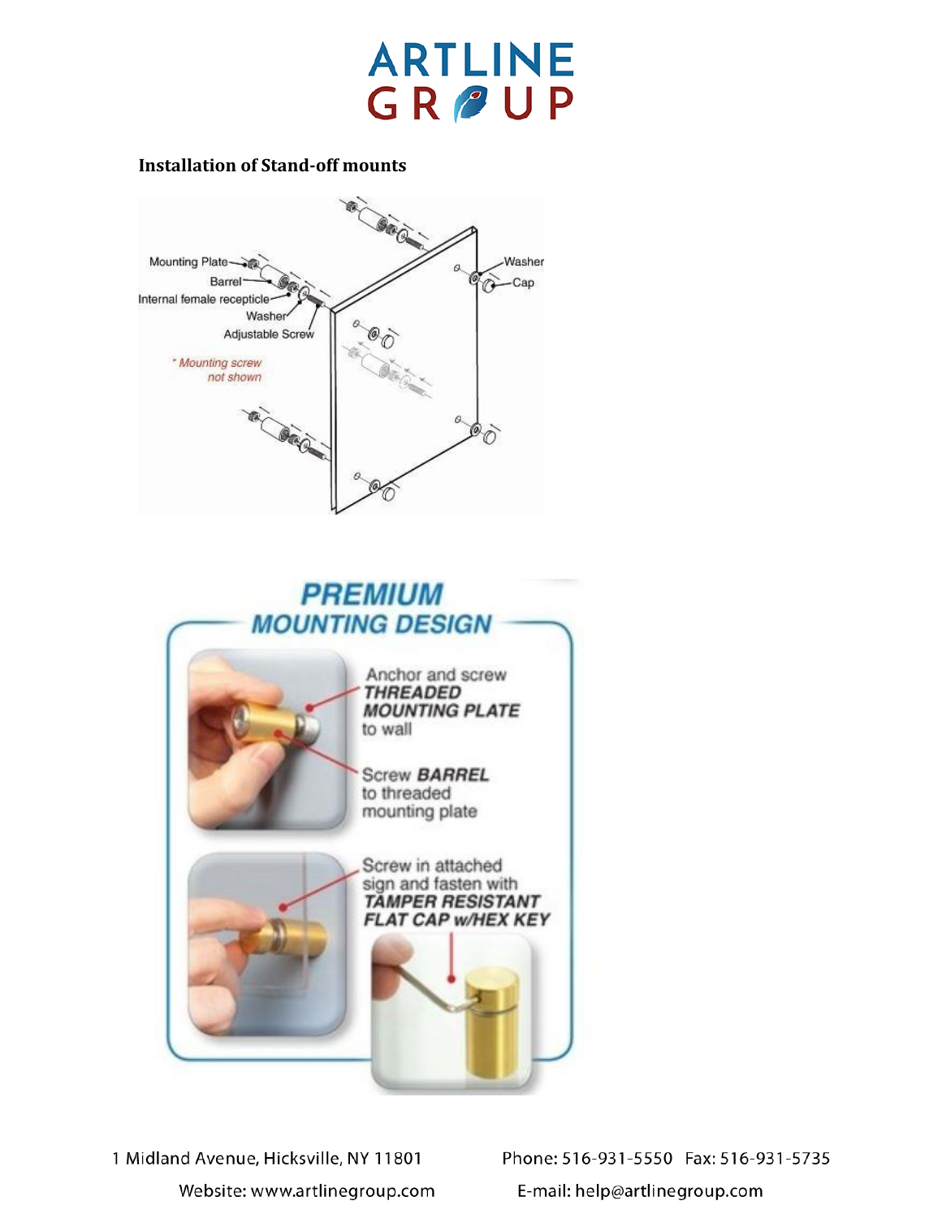# ARTLINE GROUP

**Installation of Stand-off mounts**

Mounting Plate

Barrel

Internal female recepticle

Washer

Adjustable Screw

* Mounting screw not shown

Washer

Cap

PREMIUM MOUNTING DESIGN

Anchor and screw **THREADED MOUNTING PLATE** to wall

Screw **BARREL** to threaded mounting plate

Screw in attached sign and fasten with ***TAMPER RESISTANT FLAT CAP w/HEX KEY***

1 Midland Avenue, Hicksville, NY 11801 Phone: 516-931-5550 Fax: 516-931-5735

Website: www.artlinegroup.com E-mail: help@artlinegroup.com